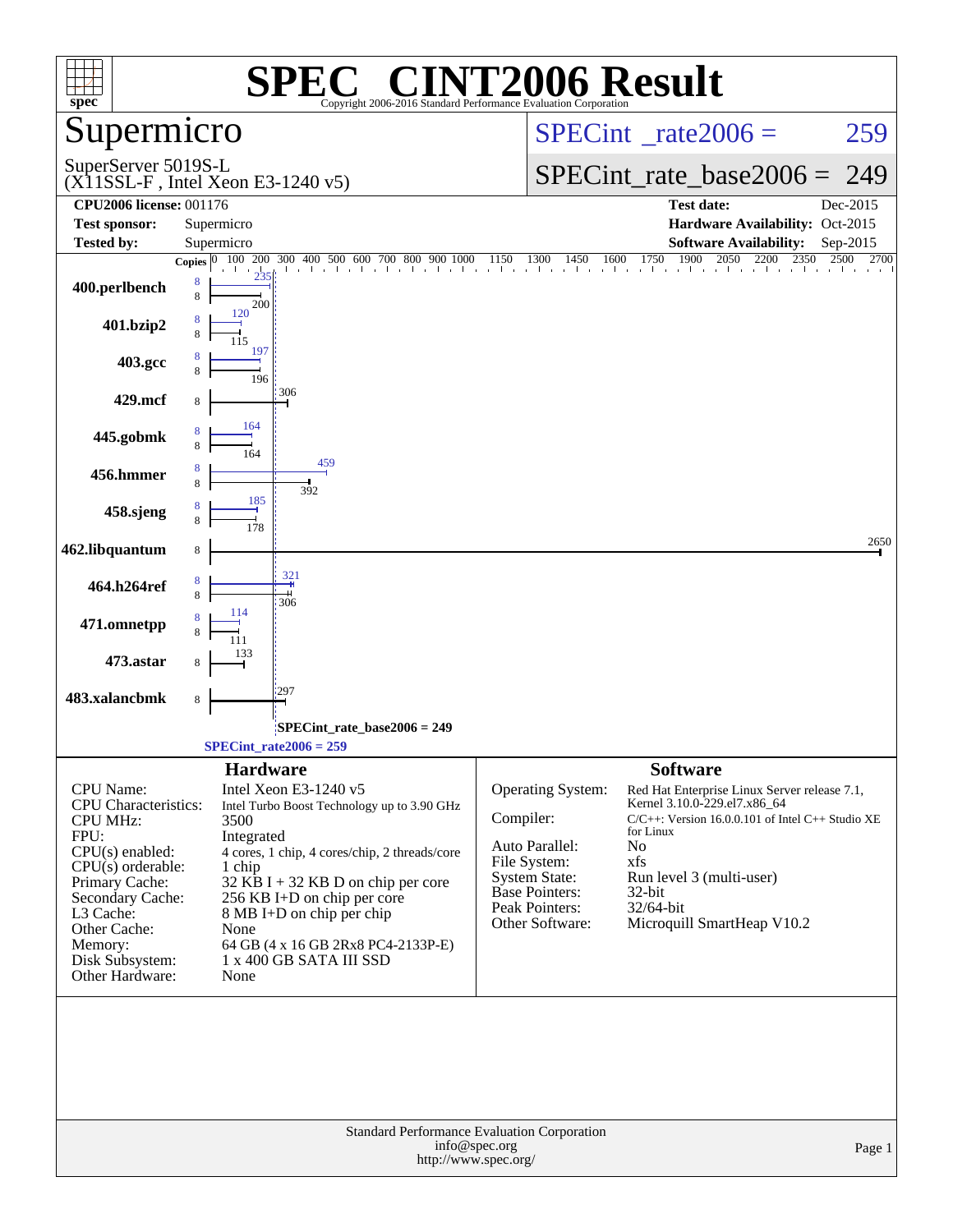# SPEC® CINT2006 Result

Copyright 2006-2016 Standard Performance Evaluation Corporation

## Supermicro

SuperServer 5019S-L
(X11SSL-F , Intel Xeon E3-1240 v5)

SPECint_rate2006 = 259

SPECint_rate_base2006 = 249

| | | | |
|---|---|---|---|
| **CPU2006 license:** 001176 | | **Test date:** | Dec-2015 |
| **Test sponsor:** | Supermicro | **Hardware Availability:** | Oct-2015 |
| **Tested by:** | Supermicro | **Software Availability:** | Sep-2015 |

| Benchmark | Copies (peak) | Copies (base) | Peak | Base |
|---|---|---|---|---|
| 400.perlbench | 8 | 8 | 235 | 200 |
| 401.bzip2 | 8 | 8 | 120 | 115 |
| 403.gcc | 8 | 8 | 197 | 196 |
| 429.mcf | | 8 | | 306 |
| 445.gobmk | 8 | 8 | 164 | 164 |
| 456.hmmer | 8 | 8 | 459 | 392 |
| 458.sjeng | 8 | 8 | 185 | 178 |
| 462.libquantum | | 8 | | 2650 |
| 464.h264ref | 8 | 8 | 321 | 306 |
| 471.omnetpp | 8 | 8 | 114 | 111 |
| 473.astar | | 8 | | 133 |
| 483.xalancbmk | | 8 | | 297 |

SPECint_rate_base2006 = 249

SPECint_rate2006 = 259

## Hardware

| | |
|---|---|
| CPU Name: | Intel Xeon E3-1240 v5 |
| CPU Characteristics: | Intel Turbo Boost Technology up to 3.90 GHz |
| CPU MHz: | 3500 |
| FPU: | Integrated |
| CPU(s) enabled: | 4 cores, 1 chip, 4 cores/chip, 2 threads/core |
| CPU(s) orderable: | 1 chip |
| Primary Cache: | 32 KB I + 32 KB D on chip per core |
| Secondary Cache: | 256 KB I+D on chip per core |
| L3 Cache: | 8 MB I+D on chip per chip |
| Other Cache: | None |
| Memory: | 64 GB (4 x 16 GB 2Rx8 PC4-2133P-E) |
| Disk Subsystem: | 1 x 400 GB SATA III SSD |
| Other Hardware: | None |

## Software

| | |
|---|---|
| Operating System: | Red Hat Enterprise Linux Server release 7.1, Kernel 3.10.0-229.el7.x86_64 |
| Compiler: | C/C++: Version 16.0.0.101 of Intel C++ Studio XE for Linux |
| Auto Parallel: | No |
| File System: | xfs |
| System State: | Run level 3 (multi-user) |
| Base Pointers: | 32-bit |
| Peak Pointers: | 32/64-bit |
| Other Software: | Microquill SmartHeap V10.2 |

Standard Performance Evaluation Corporation
info@spec.org
http://www.spec.org/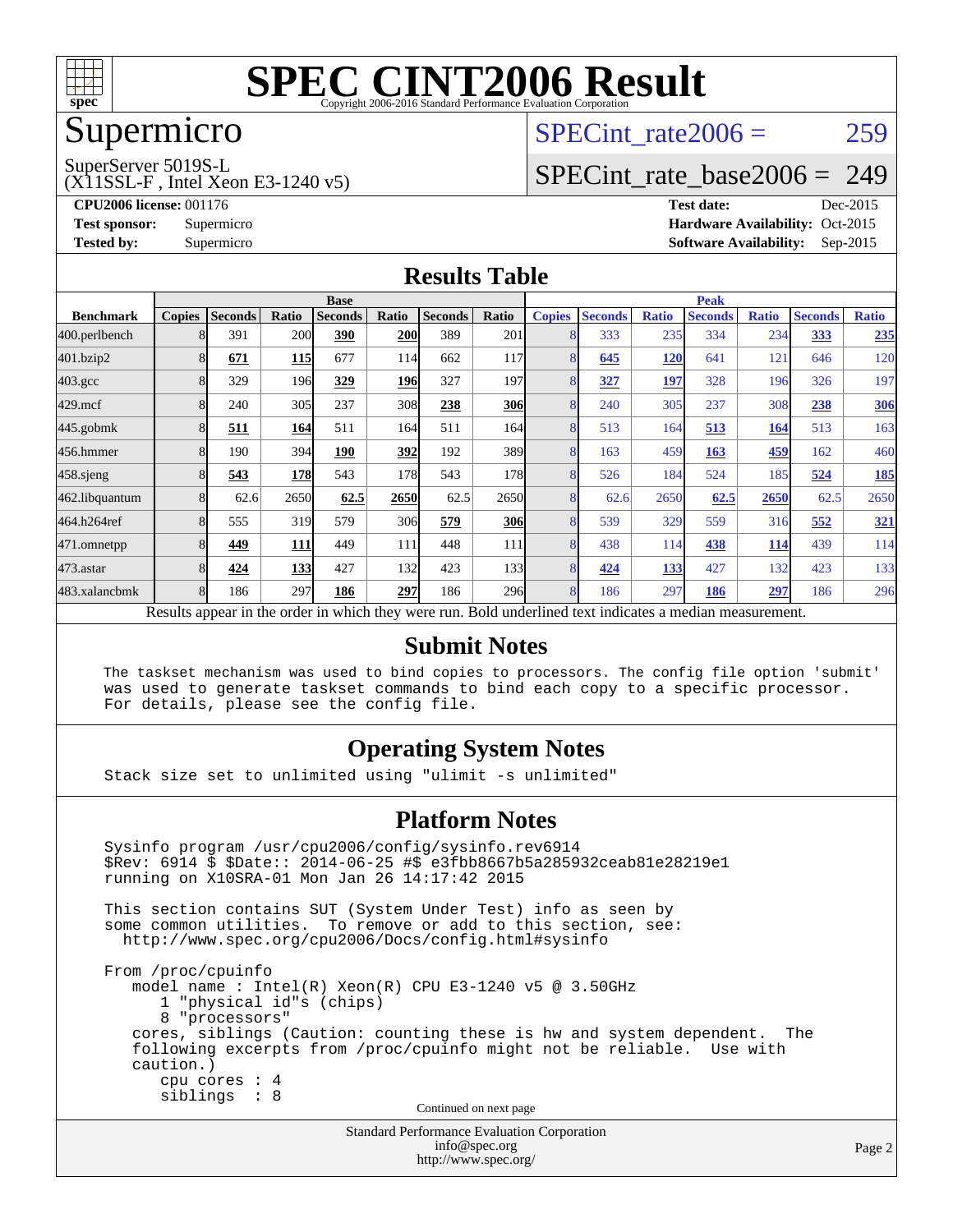# SPEC CINT2006 Result

Copyright 2006-2016 Standard Performance Evaluation Corporation

## Supermicro

SuperServer 5019S-L
(X11SSL-F , Intel Xeon E3-1240 v5)

SPECint_rate2006 = 259

SPECint_rate_base2006 = 249

**CPU2006 license:** 001176
**Test sponsor:** Supermicro
**Tested by:** Supermicro

**Test date:** Dec-2015
**Hardware Availability:** Oct-2015
**Software Availability:** Sep-2015

## Results Table

| Benchmark | Base | | | | | | | Peak | | | | | | |
|---|---|---|---|---|---|---|---|---|---|---|---|---|---|---|
| | Copies | Seconds | Ratio | Seconds | Ratio | Seconds | Ratio | Copies | Seconds | Ratio | Seconds | Ratio | Seconds | Ratio |
| 400.perlbench | 8 | 391 | 200 | **390** | **200** | 389 | 201 | 8 | 333 | 235 | 334 | 234 | **333** | **235** |
| 401.bzip2 | 8 | **671** | **115** | 677 | 114 | 662 | 117 | 8 | **645** | **120** | 641 | 121 | 646 | 120 |
| 403.gcc | 8 | 329 | 196 | **329** | **196** | 327 | 197 | 8 | **327** | **197** | 328 | 196 | 326 | 197 |
| 429.mcf | 8 | 240 | 305 | 237 | 308 | **238** | **306** | 8 | 240 | 305 | 237 | 308 | **238** | **306** |
| 445.gobmk | 8 | **511** | **164** | 511 | 164 | 511 | 164 | 8 | 513 | 164 | **513** | **164** | 513 | 163 |
| 456.hmmer | 8 | 190 | 394 | **190** | **392** | 192 | 389 | 8 | 163 | 459 | **163** | **459** | 162 | 460 |
| 458.sjeng | 8 | **543** | **178** | 543 | 178 | 543 | 178 | 8 | 526 | 184 | 524 | 185 | **524** | **185** |
| 462.libquantum | 8 | 62.6 | 2650 | **62.5** | **2650** | 62.5 | 2650 | 8 | 62.6 | 2650 | **62.5** | **2650** | 62.5 | 2650 |
| 464.h264ref | 8 | 555 | 319 | 579 | 306 | **579** | **306** | 8 | 539 | 329 | 559 | 316 | **552** | **321** |
| 471.omnetpp | 8 | **449** | **111** | 449 | 111 | 448 | 111 | 8 | 438 | 114 | **438** | **114** | 439 | 114 |
| 473.astar | 8 | **424** | **133** | 427 | 132 | 423 | 133 | 8 | **424** | **133** | 427 | 132 | 423 | 133 |
| 483.xalancbmk | 8 | 186 | 297 | **186** | **297** | 186 | 296 | 8 | 186 | 297 | **186** | **297** | 186 | 296 |

Results appear in the order in which they were run. Bold underlined text indicates a median measurement.

## Submit Notes

```
The taskset mechanism was used to bind copies to processors. The config file option 'submit'
was used to generate taskset commands to bind each copy to a specific processor.
For details, please see the config file.
```

## Operating System Notes

```
Stack size set to unlimited using "ulimit -s unlimited"
```

## Platform Notes

```
Sysinfo program /usr/cpu2006/config/sysinfo.rev6914
$Rev: 6914 $ $Date:: 2014-06-25 #$ e3fbb8667b5a285932ceab81e28219e1
running on X10SRA-01 Mon Jan 26 14:17:42 2015

This section contains SUT (System Under Test) info as seen by
some common utilities.  To remove or add to this section, see:
  http://www.spec.org/cpu2006/Docs/config.html#sysinfo

From /proc/cpuinfo
   model name : Intel(R) Xeon(R) CPU E3-1240 v5 @ 3.50GHz
      1 "physical id"s (chips)
      8 "processors"
   cores, siblings (Caution: counting these is hw and system dependent.  The
   following excerpts from /proc/cpuinfo might not be reliable.  Use with
   caution.)
      cpu cores : 4
      siblings  : 8
```

Continued on next page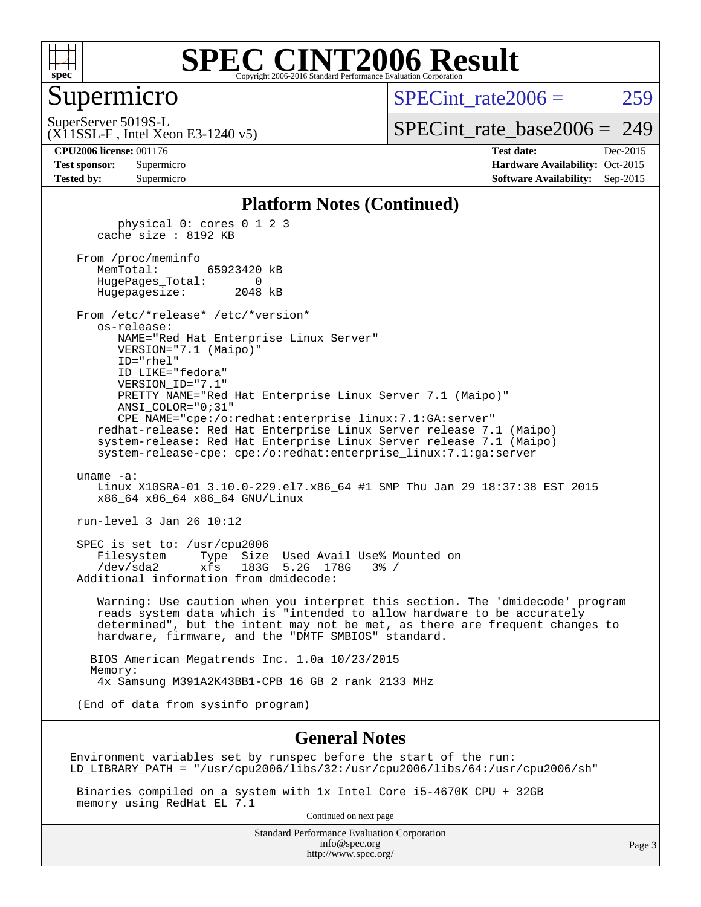# SPEC CINT2006 Result

## Supermicro

SuperServer 5019S-L
(X11SSL-F , Intel Xeon E3-1240 v5)

SPECint_rate2006 = 259

SPECint_rate_base2006 = 249

**CPU2006 license:** 001176
**Test sponsor:** Supermicro
**Tested by:** Supermicro

**Test date:** Dec-2015
**Hardware Availability:** Oct-2015
**Software Availability:** Sep-2015

### Platform Notes (Continued)

```
        physical 0: cores 0 1 2 3
     cache size : 8192 KB

  From /proc/meminfo
     MemTotal:       65923420 kB
     HugePages_Total:       0
     Hugepagesize:       2048 kB

  From /etc/*release* /etc/*version*
     os-release:
        NAME="Red Hat Enterprise Linux Server"
        VERSION="7.1 (Maipo)"
        ID="rhel"
        ID_LIKE="fedora"
        VERSION_ID="7.1"
        PRETTY_NAME="Red Hat Enterprise Linux Server 7.1 (Maipo)"
        ANSI_COLOR="0;31"
        CPE_NAME="cpe:/o:redhat:enterprise_linux:7.1:GA:server"
     redhat-release: Red Hat Enterprise Linux Server release 7.1 (Maipo)
     system-release: Red Hat Enterprise Linux Server release 7.1 (Maipo)
     system-release-cpe: cpe:/o:redhat:enterprise_linux:7.1:ga:server

  uname -a:
     Linux X10SRA-01 3.10.0-229.el7.x86_64 #1 SMP Thu Jan 29 18:37:38 EST 2015
     x86_64 x86_64 x86_64 GNU/Linux

  run-level 3 Jan 26 10:12

  SPEC is set to: /usr/cpu2006
     Filesystem     Type  Size  Used Avail Use% Mounted on
     /dev/sda2      xfs   183G  5.2G  178G   3% /
  Additional information from dmidecode:

     Warning: Use caution when you interpret this section. The 'dmidecode' program
     reads system data which is "intended to allow hardware to be accurately
     determined", but the intent may not be met, as there are frequent changes to
     hardware, firmware, and the "DMTF SMBIOS" standard.

    BIOS American Megatrends Inc. 1.0a 10/23/2015
    Memory:
     4x Samsung M391A2K43BB1-CPB 16 GB 2 rank 2133 MHz

  (End of data from sysinfo program)
```

### General Notes

```
Environment variables set by runspec before the start of the run:
LD_LIBRARY_PATH = "/usr/cpu2006/libs/32:/usr/cpu2006/libs/64:/usr/cpu2006/sh"

 Binaries compiled on a system with 1x Intel Core i5-4670K CPU + 32GB
 memory using RedHat EL 7.1
```

Continued on next page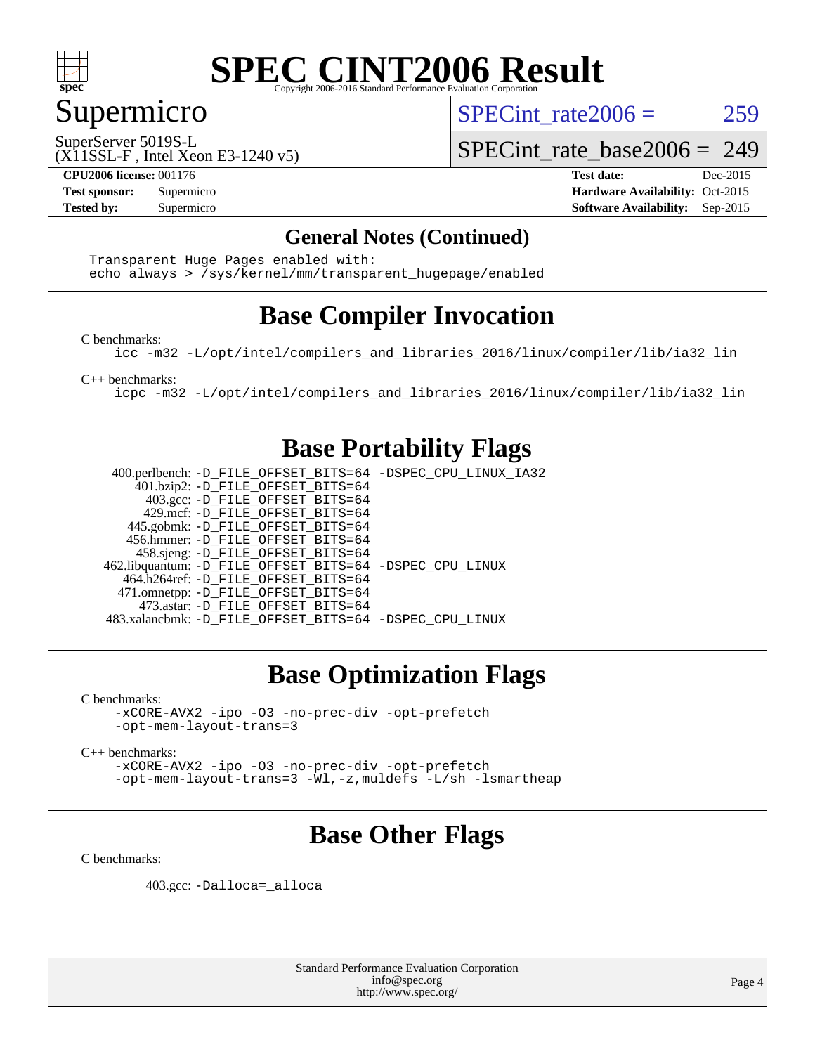# SPEC CINT2006 Result

## Supermicro

SuperServer 5019S-L
(X11SSL-F , Intel Xeon E3-1240 v5)

SPECint_rate2006 = 259

SPECint_rate_base2006 = 249

**CPU2006 license:** 001176
**Test sponsor:** Supermicro
**Tested by:** Supermicro

**Test date:** Dec-2015
**Hardware Availability:** Oct-2015
**Software Availability:** Sep-2015

## General Notes (Continued)

```
Transparent Huge Pages enabled with:
echo always > /sys/kernel/mm/transparent_hugepage/enabled
```

## Base Compiler Invocation

C benchmarks:

```
icc -m32 -L/opt/intel/compilers_and_libraries_2016/linux/compiler/lib/ia32_lin
```

C++ benchmarks:

```
icpc -m32 -L/opt/intel/compilers_and_libraries_2016/linux/compiler/lib/ia32_lin
```

## Base Portability Flags

400.perlbench: -D_FILE_OFFSET_BITS=64 -DSPEC_CPU_LINUX_IA32
401.bzip2: -D_FILE_OFFSET_BITS=64
403.gcc: -D_FILE_OFFSET_BITS=64
429.mcf: -D_FILE_OFFSET_BITS=64
445.gobmk: -D_FILE_OFFSET_BITS=64
456.hmmer: -D_FILE_OFFSET_BITS=64
458.sjeng: -D_FILE_OFFSET_BITS=64
462.libquantum: -D_FILE_OFFSET_BITS=64 -DSPEC_CPU_LINUX
464.h264ref: -D_FILE_OFFSET_BITS=64
471.omnetpp: -D_FILE_OFFSET_BITS=64
473.astar: -D_FILE_OFFSET_BITS=64
483.xalancbmk: -D_FILE_OFFSET_BITS=64 -DSPEC_CPU_LINUX

## Base Optimization Flags

C benchmarks:

```
-xCORE-AVX2 -ipo -O3 -no-prec-div -opt-prefetch
-opt-mem-layout-trans=3
```

C++ benchmarks:

```
-xCORE-AVX2 -ipo -O3 -no-prec-div -opt-prefetch
-opt-mem-layout-trans=3 -Wl,-z,muldefs -L/sh -lsmartheap
```

## Base Other Flags

C benchmarks:

403.gcc: -Dalloca=_alloca

Standard Performance Evaluation Corporation
info@spec.org
http://www.spec.org/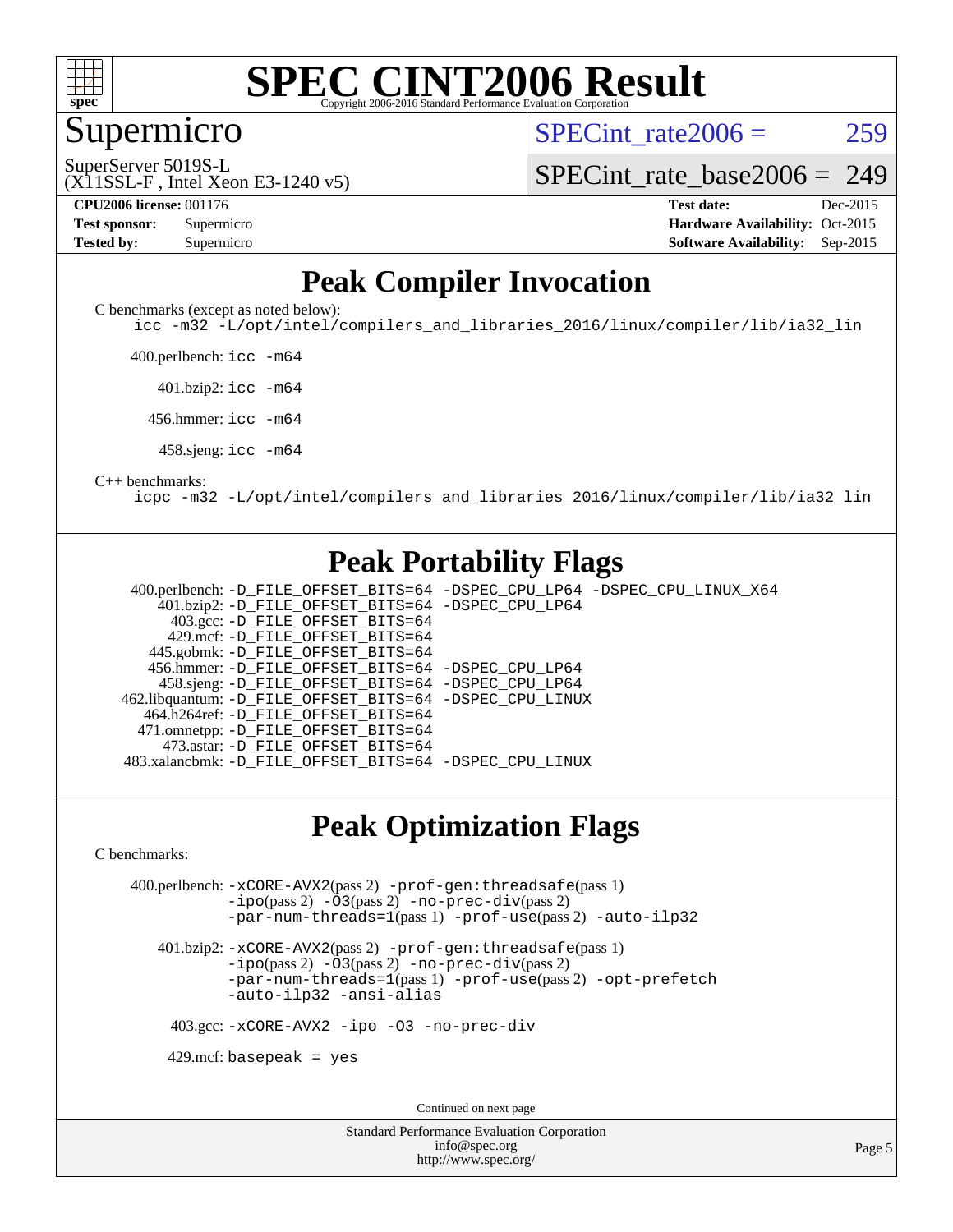# Peak Compiler Invocation

C benchmarks (except as noted below):

```
icc -m32 -L/opt/intel/compilers_and_libraries_2016/linux/compiler/lib/ia32_lin
```

400.perlbench: `icc -m64`

401.bzip2: `icc -m64`

456.hmmer: `icc -m64`

458.sjeng: `icc -m64`

C++ benchmarks:

```
icpc -m32 -L/opt/intel/compilers_and_libraries_2016/linux/compiler/lib/ia32_lin
```

# Peak Portability Flags

400.perlbench: -D_FILE_OFFSET_BITS=64 -DSPEC_CPU_LP64 -DSPEC_CPU_LINUX_X64
401.bzip2: -D_FILE_OFFSET_BITS=64 -DSPEC_CPU_LP64
403.gcc: -D_FILE_OFFSET_BITS=64
429.mcf: -D_FILE_OFFSET_BITS=64
445.gobmk: -D_FILE_OFFSET_BITS=64
456.hmmer: -D_FILE_OFFSET_BITS=64 -DSPEC_CPU_LP64
458.sjeng: -D_FILE_OFFSET_BITS=64 -DSPEC_CPU_LP64
462.libquantum: -D_FILE_OFFSET_BITS=64 -DSPEC_CPU_LINUX
464.h264ref: -D_FILE_OFFSET_BITS=64
471.omnetpp: -D_FILE_OFFSET_BITS=64
473.astar: -D_FILE_OFFSET_BITS=64
483.xalancbmk: -D_FILE_OFFSET_BITS=64 -DSPEC_CPU_LINUX

# Peak Optimization Flags

C benchmarks:

400.perlbench: -xCORE-AVX2(pass 2) -prof-gen:threadsafe(pass 1) -ipo(pass 2) -O3(pass 2) -no-prec-div(pass 2) -par-num-threads=1(pass 1) -prof-use(pass 2) -auto-ilp32

401.bzip2: -xCORE-AVX2(pass 2) -prof-gen:threadsafe(pass 1) -ipo(pass 2) -O3(pass 2) -no-prec-div(pass 2) -par-num-threads=1(pass 1) -prof-use(pass 2) -opt-prefetch -auto-ilp32 -ansi-alias

403.gcc: -xCORE-AVX2 -ipo -O3 -no-prec-div

429.mcf: basepeak = yes

Continued on next page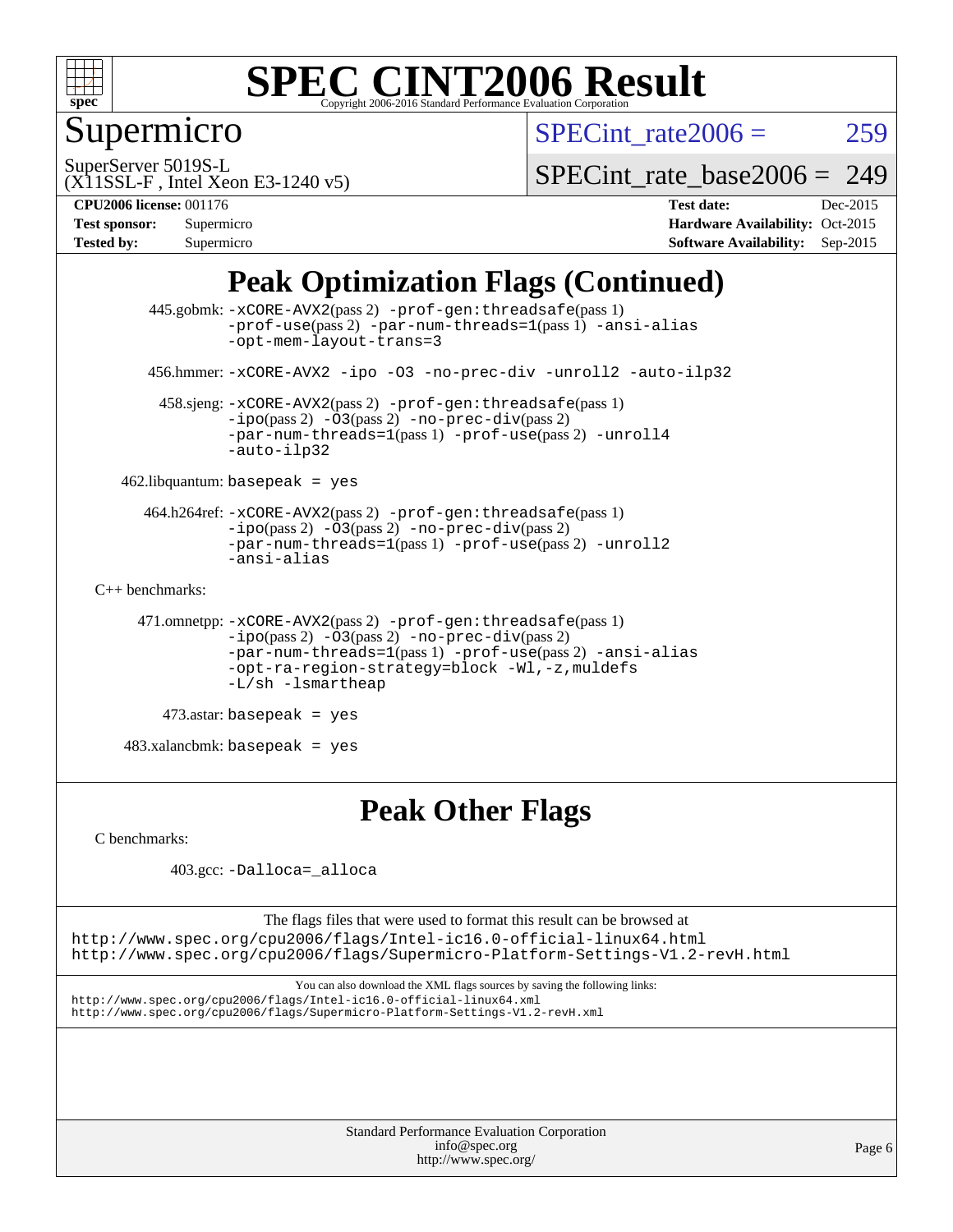# SPEC CINT2006 Result

Copyright 2006-2016 Standard Performance Evaluation Corporation

## Supermicro

SuperServer 5019S-L
(X11SSL-F , Intel Xeon E3-1240 v5)

SPECint_rate2006 = 259

SPECint_rate_base2006 = 249

**CPU2006 license:** 001176
**Test sponsor:** Supermicro
**Tested by:** Supermicro

**Test date:** Dec-2015
**Hardware Availability:** Oct-2015
**Software Availability:** Sep-2015

## Peak Optimization Flags (Continued)

445.gobmk: -xCORE-AVX2(pass 2) -prof-gen:threadsafe(pass 1) -prof-use(pass 2) -par-num-threads=1(pass 1) -ansi-alias -opt-mem-layout-trans=3

456.hmmer: -xCORE-AVX2 -ipo -O3 -no-prec-div -unroll2 -auto-ilp32

458.sjeng: -xCORE-AVX2(pass 2) -prof-gen:threadsafe(pass 1) -ipo(pass 2) -O3(pass 2) -no-prec-div(pass 2) -par-num-threads=1(pass 1) -prof-use(pass 2) -unroll4 -auto-ilp32

462.libquantum: basepeak = yes

464.h264ref: -xCORE-AVX2(pass 2) -prof-gen:threadsafe(pass 1) -ipo(pass 2) -O3(pass 2) -no-prec-div(pass 2) -par-num-threads=1(pass 1) -prof-use(pass 2) -unroll2 -ansi-alias

C++ benchmarks:

471.omnetpp: -xCORE-AVX2(pass 2) -prof-gen:threadsafe(pass 1) -ipo(pass 2) -O3(pass 2) -no-prec-div(pass 2) -par-num-threads=1(pass 1) -prof-use(pass 2) -ansi-alias -opt-ra-region-strategy=block -Wl,-z,muldefs -L/sh -lsmartheap

473.astar: basepeak = yes

483.xalancbmk: basepeak = yes

## Peak Other Flags

C benchmarks:

403.gcc: -Dalloca=_alloca

The flags files that were used to format this result can be browsed at
http://www.spec.org/cpu2006/flags/Intel-ic16.0-official-linux64.html
http://www.spec.org/cpu2006/flags/Supermicro-Platform-Settings-V1.2-revH.html

You can also download the XML flags sources by saving the following links:
http://www.spec.org/cpu2006/flags/Intel-ic16.0-official-linux64.xml
http://www.spec.org/cpu2006/flags/Supermicro-Platform-Settings-V1.2-revH.xml

Standard Performance Evaluation Corporation
info@spec.org
http://www.spec.org/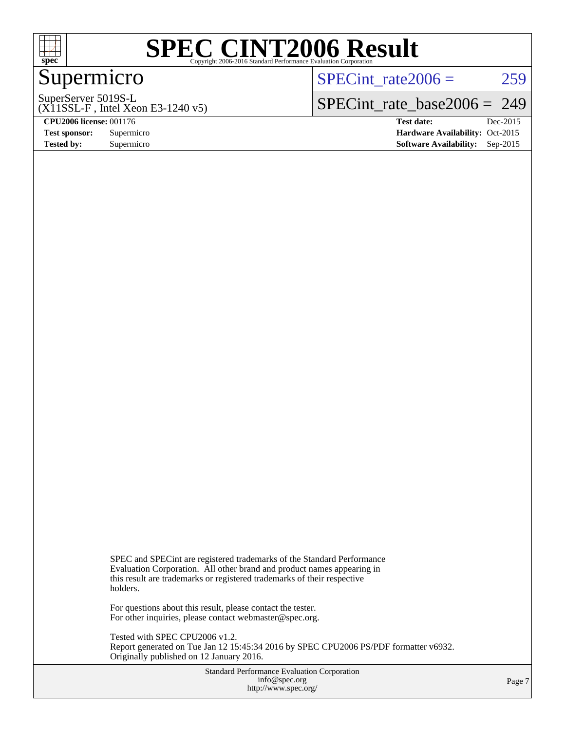# SPEC CINT2006 Result

Copyright 2006-2016 Standard Performance Evaluation Corporation

## Supermicro

SuperServer 5019S-L
(X11SSL-F , Intel Xeon E3-1240 v5)

SPECint_rate2006 = 259

SPECint_rate_base2006 = 249

| | | | |
|---|---|---|---|
| **CPU2006 license:** 001176 | | **Test date:** | Dec-2015 |
| **Test sponsor:** | Supermicro | **Hardware Availability:** | Oct-2015 |
| **Tested by:** | Supermicro | **Software Availability:** | Sep-2015 |

SPEC and SPECint are registered trademarks of the Standard Performance Evaluation Corporation. All other brand and product names appearing in this result are trademarks or registered trademarks of their respective holders.

For questions about this result, please contact the tester.
For other inquiries, please contact webmaster@spec.org.

Tested with SPEC CPU2006 v1.2.
Report generated on Tue Jan 12 15:45:34 2016 by SPEC CPU2006 PS/PDF formatter v6932.
Originally published on 12 January 2016.

Standard Performance Evaluation Corporation
info@spec.org
http://www.spec.org/